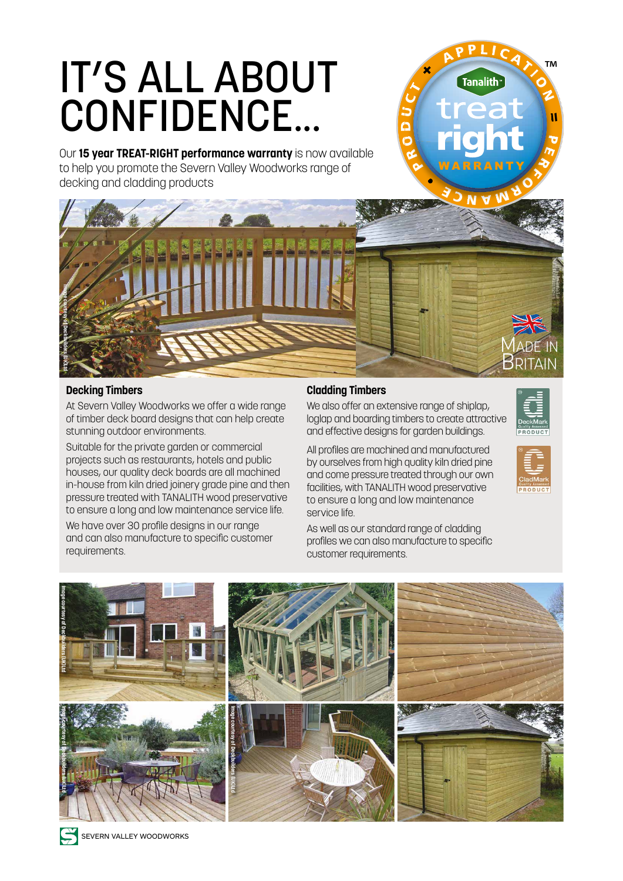# IT'S ALL ABOUT CONFIDENCE...

Our **15 year TREAT-RIGHT performance warranty** is now available to help you promote the Severn Valley Woodworks range of decking and cladding products

## Decking Timbers

At Severn Valley Woodworks we offer a wide range of timber deck board designs that can help create stunning outdoor environments.

Suitable for the private garden or commercial projects such as restaurants, hotels and public houses, our quality deck boards are all machined in-house from kiln dried joinery grade pine and then pressure treated with TANALITH wood preservative to ensure a long and low maintenance service life.

We have over 30 profile designs in our range and can also manufacture to specific customer requirements.

## Cladding Timbers

We also offer an extensive range of shiplap, loglap and boarding timbers to create attractive and effective designs for garden buildings.

All profiles are machined and manufactured by ourselves from high quality kiln dried pine and come pressure treated through our own facilities, with TANALITH wood preservative to ensure a long and low maintenance service life.

As well as our standard range of cladding profiles we can also manufacture to specific customer requirements.

SEVERN VALLEY WOODWORKS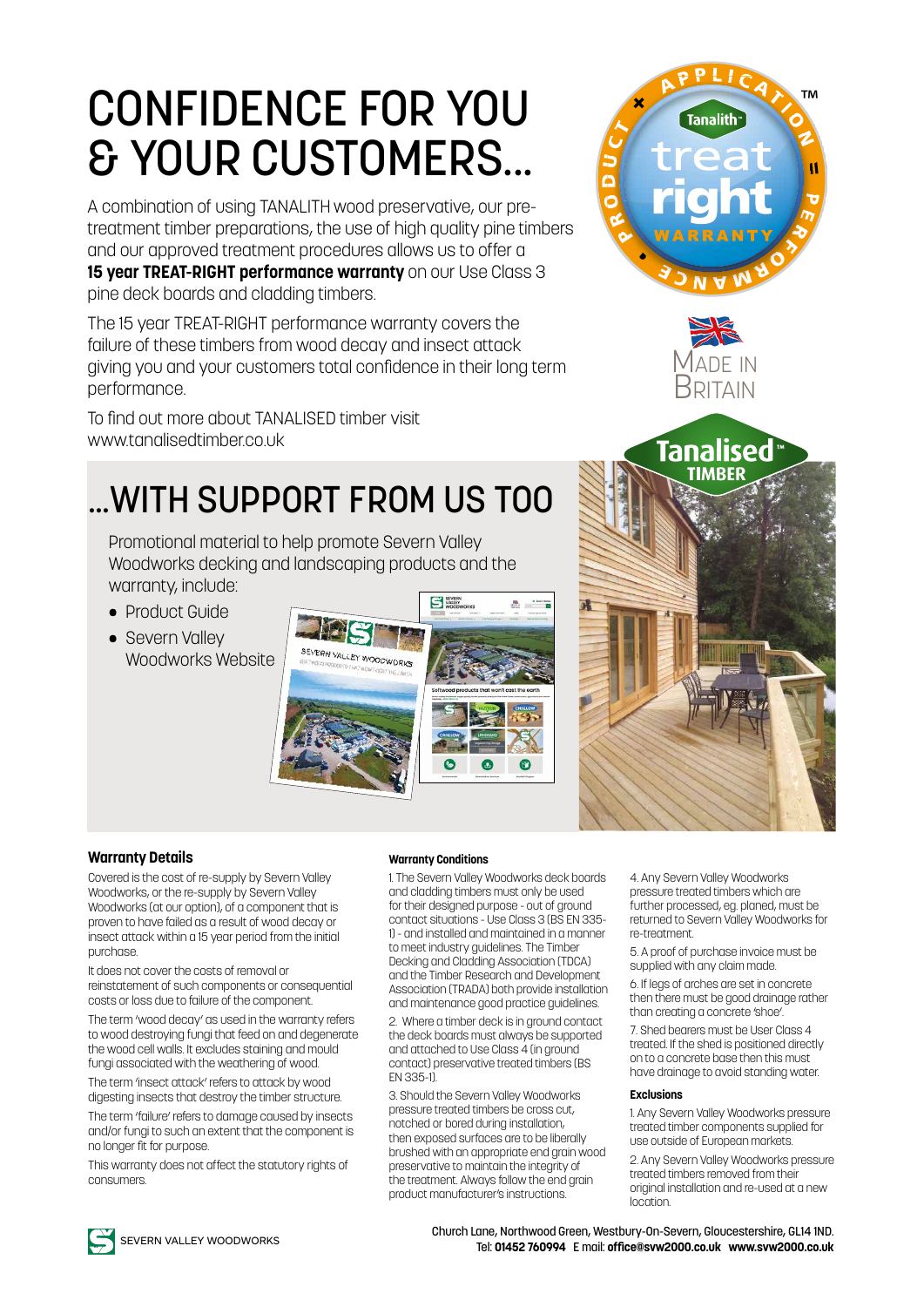# CONFIDENCE FOR YOU & YOUR CUSTOMERS...

A combination of using TANALITH wood preservative, our pre-treatment timber preparations, the use of high quality pine timbers and our approved treatment procedures allows us to offer a **15 year TREAT-RIGHT performance warranty** on our Use Class 3 pine deck boards and cladding timbers.

The 15 year TREAT-RIGHT performance warranty covers the failure of these timbers from wood decay and insect attack giving you and your customers total confidence in their long term performance.

To find out more about TANALISED timber visit www.tanalisedtimber.co.uk

# ...WITH SUPPORT FROM US TOO

Promotional material to help promote Severn Valley Woodworks decking and landscaping products and the warranty, include:

- Product Guide
- Severn Valley Woodworks Website

### Warranty Details

Covered is the cost of re-supply by Severn Valley Woodworks, or the re-supply by Severn Valley Woodworks (at our option), of a component that is proven to have failed as a result of wood decay or insect attack within a 15 year period from the initial purchase.

It does not cover the costs of removal or reinstatement of such components or consequential costs or loss due to failure of the component.

The term 'wood decay' as used in the warranty refers to wood destroying fungi that feed on and degenerate the wood cell walls. It excludes staining and mould fungi associated with the weathering of wood.

The term 'insect attack' refers to attack by wood digesting insects that destroy the timber structure.

The term 'failure' refers to damage caused by insects and/or fungi to such an extent that the component is no longer fit for purpose.

This warranty does not affect the statutory rights of consumers.

### Warranty Conditions

1. The Severn Valley Woodworks deck boards and cladding timbers must only be used for their designed purpose - out of ground contact situations - Use Class 3 (BS EN 335-1) - and installed and maintained in a manner to meet industry guidelines. The Timber Decking and Cladding Association (TDCA) and the Timber Research and Development Association (TRADA) both provide installation and maintenance good practice guidelines.

2. Where a timber deck is in ground contact the deck boards must always be supported and attached to Use Class 4 (in ground contact) preservative treated timbers (BS EN 335-1).

3. Should the Severn Valley Woodworks pressure treated timbers be cross cut, notched or bored during installation, then exposed surfaces are to be liberally brushed with an appropriate end grain wood preservative to maintain the integrity of the treatment. Always follow the end grain product manufacturer's instructions.

4. Any Severn Valley Woodworks pressure treated timbers which are further processed, eg. planed, must be returned to Severn Valley Woodworks for re-treatment.

5. A proof of purchase invoice must be supplied with any claim made.

6. If legs of arches are set in concrete then there must be good drainage rather than creating a concrete 'shoe'.

7. Shed bearers must be User Class 4 treated. If the shed is positioned directly on to a concrete base then this must have drainage to avoid standing water.

### Exclusions

1. Any Severn Valley Woodworks pressure treated timber components supplied for use outside of European markets.

2. Any Severn Valley Woodworks pressure treated timbers removed from their original installation and re-used at a new location.

SEVERN VALLEY WOODWORKS

Church Lane, Northwood Green, Westbury-On-Severn, Gloucestershire, GL14 1ND.
Tel: **01452 760994** E mail: **office@svw2000.co.uk** **www.svw2000.co.uk**